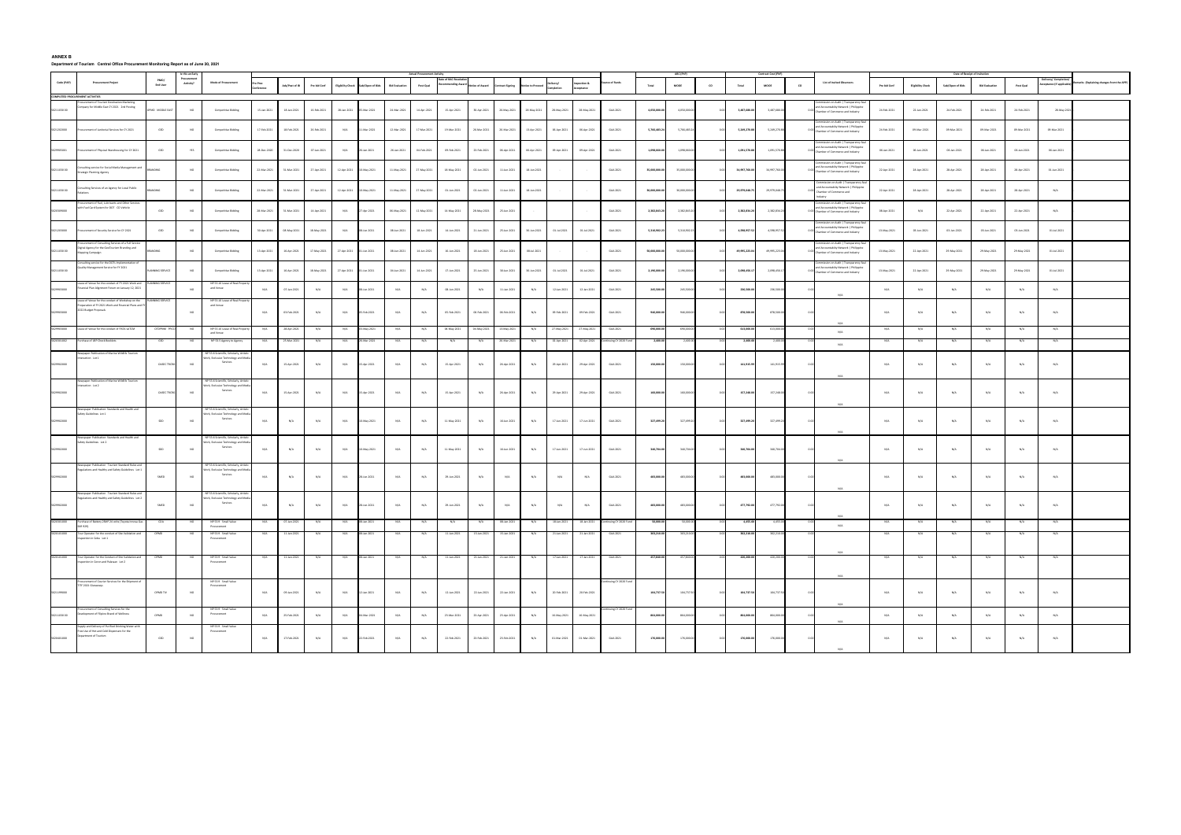**ANNEX B**

**Department of Tourism Central Office Procurement Monitoring Report as of June 30, 2021**

| Code (PAP) | Procurement Project | PMO/ End User | Is this an Early Procurement Activity? | Mode of Procurement | Actual Procurement Activity | | | | | | | | | | | | | Source of Funds | ABC (PhP) | | | Contract Cost (PhP) | | | List of Invited Observers | Date of Receipt of Invitation | | | | | | Remarks (Explaining changes from the APP) |
|---|---|---|---|---|---|---|---|---|---|---|---|---|---|---|---|---|---|---|---|---|---|---|---|---|---|---|---|---|---|---|---|---|
| | | | | | Pre-Proc Conference | Ads/Post of IB | Pre-bid Conf | Eligibility Check | Sub/Open of Bids | Bid Evaluation | Post Qual | Date of BAC Resolution Recommending Award | Notice of Award | Contract Signing | Notice to Proceed | Delivery/ Completion | Inspection & Acceptance | | Total | MOOE | CO | Total | MOOE | CO | | Pre-bid Conf | Eligibility Check | Sub/Open of Bids | Bid Evaluation | Post Qual | Delivery/ Completion/ Acceptance (If applicable) | |
| **COMPLETED PROCUREMENT ACTIVITIES** | | | | | | | | | | | | | | | | | | | | | | | | | | | | | | | | |
| 5021103099 | Procurement of Tourism Destination Marketing Company for Middle East CY 2021 - 2nd Posting | OPMO - MIDDLE EAST | NO | Competitive Bidding | 15-Jan-2021 | 18-Jan-2021 | 01-Feb-2021 | 08-Jan-2021 | 05-Mar-2021 | 24-Mar-2021 | 14-Apr-2021 | 15-Apr-2021 | 30-Apr-2021 | 26-May-2021 | 26-May-2021 | 28-May-2021 | 28-May-2021 | GAA 2021 | 3,050,000.00 | 3,050,000.00 | 0.00 | 3,047,000.00 | 3,047,000.00 | 0.00 | Commission on Audit \| Transparency and Accountability Network \| Philippine Chamber of Commerce and Industry | 21-Feb-2021 | 22-Jan-2021 | 24-Feb-2021 | 24-Feb-2021 | 24-Feb-2021 | 28-May-2021 | |
| 5021202000 | Procurement of Janitorial Services for CY 2021 | GSD | NO | Competitive Bidding | 17-Feb-2021 | 18-Feb-2021 | 26-Feb-2021 | N/A | 11-Mar-2021 | 12-Mar-2021 | 17-Mar-2021 | 19-Mar-2021 | 26-Mar-2021 | 30-Mar-2021 | 15-Apr-2021 | 06-Apr-2021 | 06-Apr-2021 | GAA 2021 | 5,790,485.24 | 5,790,485.24 | 0.00 | 5,349,270.88 | 5,349,270.88 | 0.00 | Commission on Audit \| Transparency and Accountability Network \| Philippine Chamber of Commerce and Industry | 24-Feb-2021 | 09-Mar-2021 | 09-Mar-2021 | 09-Mar-2021 | 09-Mar-2021 | 09-Mar-2021 | |
| 5029905001 | Procurement of Physical Warehousing for CY 2021 | GSD | YES | Competitive Bidding | 28-Dec-2020 | 11-Dec-2020 | 07-Jan-2021 | N/A | 26-Jan-2021 | 26-Jan-2021 | 04-Feb-2021 | 09-Feb-2021 | 15-Feb-2021 | 08-Apr-2021 | 04-Apr-2021 | 09-Apr-2021 | 09-Apr-2021 | GAA 2021 | 1,098,000.00 | 1,098,000.00 | 0.00 | 1,091,570.00 | 1,091,570.00 | 0.00 | Commission on Audit \| Transparency and Accountability Network \| Philippine Chamber of Commerce and Industry | 06-Jan-2021 | 06-Jan-2021 | 04-Jan-2021 | 06-Jan-2021 | 06-Jan-2021 | 06-Jan-2021 | |
| 5021103099 | Consulting service for Social Media Management and Strategic Planning Agency | BRANDING | NO | Competitive Bidding | 22-Mar-2021 | 31-Mar-2021 | 07-Apr-2021 | 12-Apr-2021 | 10-May-2021 | 11-May-2021 | 27-May-2021 | 18-May-2021 | 02-Jun-2021 | 11-Jun-2021 | 16-Jun-2021 | - | - | GAA 2021 | 35,000,000.00 | 35,000,000.00 | 0.00 | 34,997,700.00 | 34,997,700.00 | 0.00 | Commission on Audit \| Transparency and Accountability Network \| Philippine Chamber of Commerce and Industry | 22-Apr-2021 | 28-Apr-2021 | 28-Apr-2021 | 28-Apr-2021 | 28-Apr-2021 | 16-Jun-2021 | |
| 5021103099 | Consulting Services of an agency for Local Public Relations | BRANDING | NO | Competitive Bidding | 22-Mar-2021 | 31-Mar-2021 | 07-Apr-2021 | 12-Apr-2021 | 10-May-2021 | 11-May-2021 | 27-May-2021 | 01-Jun-2021 | 02-Jun-2021 | 11-Jun-2021 | 16-Jun-2021 | - | - | GAA 2021 | 30,000,000.00 | 30,000,000.00 | 0.00 | 29,979,648.75 | 29,979,648.75 | 0.00 | Commission on Audit \| Transparency and Accountability Network \| Philippine Chamber of Commerce and Industry | 22-Apr-2021 | 28-Apr-2021 | 28-Apr-2021 | 28-Apr-2021 | 28-Apr-2021 | N/A | |
| 5020309000 | Procurement of Fuel, Lubricants and Other Services with Fuel Card System for DOT - CO Vehicle | GSD | NO | Competitive Bidding | 28-Mar-2021 | 31-Mar-2021 | 14-Apr-2021 | N/A | 27-Apr-2021 | 06-May-2021 | 12-May-2021 | 14-May-2021 | 28-May-2021 | 29-Jun-2021 | - | - | - | GAA 2021 | 2,383,603.29 | 2,383,603.29 | 0.00 | 2,382,816.20 | 2,382,816.20 | 0.00 | Commission on Audit \| Transparency and Accountability Network \| Philippine Chamber of Commerce and Industry | 08-Apr-2021 | N/A | 22-Apr-2021 | 22-Apr-2021 | 22-Apr-2021 | N/A | |
| 5021203000 | Procurement of Security Service for CY 2022 | GSD | NO | Competitive Bidding | 30-Apr-2021 | 08-May-2021 | 18-May-2021 | N/A | 08-Jun-2021 | 08-Jun-2021 | 18-Jun-2021 | 16-Jun-2021 | 21-Jun-2021 | 29-Jun-2021 | 30-Jun-2021 | 01-Jul-2021 | 01-Jul-2021 | GAA 2021 | 5,314,902.23 | 5,314,902.23 | 0.00 | 4,998,957.52 | 4,998,957.52 | 0.00 | Commission on Audit \| Transparency and Accountability Network \| Philippine Chamber of Commerce and Industry | 13-May-2021 | 05-Jun-2021 | 01-Jun-2021 | 03-Jun-2021 | 04-Jun-2021 | 01-Jul-2021 | |
| 5021103099 | Procurement of Consulting Services of a Full Service Digital Agency for the Gen Rocket Branding and Mapping Campaign | BRANDING | NO | Competitive Bidding | 13-Apr-2021 | 16-Apr-2021 | 27-May-2021 | 27-Apr-2021 | 01-Jun-2021 | 08-Jun-2021 | 14-Jun-2021 | 16-Jun-2021 | 18-Jun-2021 | 29-Jun-2021 | 30-Jul-2021 | - | - | GAA 2021 | 50,000,000.00 | 50,000,000.00 | 0.00 | 49,995,223.00 | 49,995,223.00 | 0.00 | Commission on Audit \| Transparency and Accountability Network \| Philippine Chamber of Commerce and Industry | 13-May-2021 | 22-Apr-2021 | 22-Apr-2021 | 29-May-2021 | 29-May-2021 | 01-Jul-2021 | |
| 5021103099 | Consulting service for the DOT implementation of Quality Management System for FY 2021 | PLANNING SERVICE | NO | Competitive Bidding | 13-Apr-2021 | 16-Apr-2021 | 28-May-2021 | 27-Apr-2021 | 01-Jun-2021 | 09-Jun-2021 | 16-Jun-2021 | 17-Jun-2021 | 21-Jun-2021 | 30-Jun-2021 | 30-Jun-2021 | 01-Jul-2021 | 01-Jul-2021 | GAA 2021 | 2,190,000.00 | 2,190,000.00 | 0.00 | 2,098,016.17 | 2,098,016.17 | 0.00 | Commission on Audit \| Transparency and Accountability Network \| Philippine Chamber of Commerce and Industry | 13-May-2021 | 22-Apr-2021 | 29-May-2021 | 29-May-2021 | 29-May-2021 | 01-Jul-2021 | |
| 5029905000 | Lease of Venue for the conduct of FY 2021 Work and Financial Plan Alignment Forum on January 12, 2021 | PLANNING SERVICE | NO | NP 53.10 Lease of Real Property and Venue | N/A | 07-Jan-2021 | N/A | N/A | 08-Jan-2021 | N/A | N/A | 08-Jan-2021 | N/A | 11-Jan-2021 | N/A | 12-Jan-2021 | 12-Jan-2021 | GAA 2021 | 245,500.00 | 245,500.00 | 0.00 | 236,500.00 | 236,500.00 | 0.00 | N/A | N/A | N/A | N/A | N/A | N/A | N/A | |
| 5029905000 | Lease of Venue for the conduct of Workshop on the Preparation of FY 2022 Work and Financial Plans and FY 2022 Budget Proposals | PLANNING SERVICE | NO | NP 53.10 Lease of Real Property and Venue | N/A | 03-Feb-2021 | N/A | N/A | 05-Feb-2021 | N/A | N/A | 05-Feb-2021 | 06-Feb-2021 | 06-Feb-2021 | N/A | 09-Feb-2021 | 09-Feb-2021 | GAA 2021 | 940,000.00 | 940,000.00 | 0.00 | 878,500.00 | 878,500.00 | 0.00 | N/A | N/A | N/A | N/A | N/A | N/A | N/A | |
| 5029905000 | Lease of Venue for the conduct of PATA-ATTM | OTDPRM - PROD | NO | NP 53.10 Lease of Real Property and Venue | N/A | 28-Apr-2021 | N/A | N/A | 03-May-2021 | N/A | N/A | 18-May-2021 | 16-May-2021 | 19-May-2021 | N/A | 27-May-2021 | 27-May-2021 | GAA 2021 | 690,000.00 | 690,000.00 | 0.00 | 413,000.00 | 413,000.00 | 0.00 | N/A | N/A | N/A | N/A | N/A | N/A | N/A | |
| 5020301002 | Purchase of BPP Check Booklets | GSD | NO | NP 53.5 Agency to Agency | N/A | 25-Mar-2021 | N/A | N/A | 25-Mar-2021 | N/A | N/A | N/A | N/A | 30-Mar-2021 | N/A | 05-Apr-2021 | 02-Apr-2021 | Continuing CY 2020 Fund | 2,400.00 | 2,400.00 | 0.00 | 2,400.00 | 2,400.00 | 0.00 | N/A | N/A | N/A | N/A | N/A | N/A | N/A | |
| 5029902000 | Newspaper Publication of Wanted WOMEN Tourism Immersion - Lot 1 | GAADC TRCDB | NO | NP 53.6 Scientific, Scholarly, Artistic Work, Exclusive Technology and Media Services | N/A | 15-Apr-2021 | N/A | N/A | 15-Apr-2021 | N/A | N/A | 15-Apr-2021 | N/A | 26-Apr-2021 | N/A | 29-Apr-2021 | 29-Apr-2021 | GAA 2021 | 150,000.00 | 150,000.00 | 0.00 | 141,915.99 | 141,915.99 | 0.00 | N/A | N/A | N/A | N/A | N/A | N/A | N/A | |
| 5029902000 | Newspaper Publication of Wanted WOMEN Tourism Immersion - Lot 2 | GAADC TRCDB | NO | NP 53.6 Scientific, Scholarly, Artistic Work, Exclusive Technology and Media Services | N/A | 15-Apr-2021 | N/A | N/A | 15-Apr-2021 | N/A | N/A | 15-Apr-2021 | N/A | 26-Apr-2021 | N/A | 29-Apr-2021 | 29-Apr-2021 | GAA 2021 | 109,999.00 | 109,999.00 | 0.00 | 107,248.00 | 107,248.00 | 0.00 | N/A | N/A | N/A | N/A | N/A | N/A | N/A | |
| 5029902000 | Newspaper Publication: Standards and Health and Safety Guidelines Lot 1 | SSD | NO | NP 53.6 Scientific, Scholarly, Artistic Work, Exclusive Technology and Media Services | N/A | N/A | N/A | N/A | 10-May-2021 | N/A | N/A | 11-May-2021 | N/A | 10-Jun-2021 | N/A | 17-Jun-2021 | 17-Jun-2021 | GAA 2021 | 327,699.20 | 327,699.20 | 0.00 | 327,699.20 | 327,699.20 | 0.00 | N/A | N/A | N/A | N/A | N/A | N/A | N/A | |
| 5029902000 | Newspaper Publication: Standards and Health and Safety Guidelines Lot 2 | SSD | NO | NP 53.6 Scientific, Scholarly, Artistic Work, Exclusive Technology and Media Services | N/A | N/A | N/A | N/A | 10-May-2021 | N/A | N/A | 11-May-2021 | N/A | 16-Jun-2021 | N/A | 17-Jun-2021 | 17-Jun-2021 | GAA 2021 | 340,704.00 | 340,704.00 | 0.00 | 340,704.00 | 340,704.00 | 0.00 | N/A | N/A | N/A | N/A | N/A | N/A | N/A | |
| 5029902000 | Newspaper Publication - Tourism Standard Rules and Regulations and Healthy and Safety Guidelines - Lot 1 | SMED | NO | NP 53.6 Scientific, Scholarly, Artistic Work, Exclusive Technology and Media Services | N/A | N/A | N/A | N/A | 26-Jun-2021 | N/A | N/A | 09-Jun-2021 | N/A | N/A | N/A | N/A | N/A | GAA 2021 | 483,000.00 | 483,000.00 | 0.00 | 483,000.00 | 483,000.00 | 0.00 | N/A | N/A | N/A | N/A | N/A | N/A | N/A | |
| 5029902000 | Newspaper Publication - Tourism Standard Rules and Regulations and Healthy and Safety Guidelines - Lot 2 | SMED | NO | NP 53.6 Scientific, Scholarly, Artistic Work, Exclusive Technology and Media Services | N/A | N/A | N/A | N/A | 26-Jun-2021 | N/A | N/A | 09-Jun-2021 | N/A | N/A | N/A | N/A | N/A | GAA 2021 | 483,000.00 | 483,000.00 | 0.00 | 477,792.00 | 477,792.00 | 0.00 | N/A | N/A | N/A | N/A | N/A | N/A | N/A | |
| 5020301000 | Purchase of Battery (NMF 25 units) Toyota Innova (SUV 628) | GSD | NO | NP 53.9 - Small Value Procurement | N/A | 07-Jan-2021 | N/A | N/A | 08-Jan-2021 | N/A | N/A | N/A | N/A | 08-Jan-2021 | N/A | 18-Jan-2021 | 18-Jan-2021 | Continuing CY 2020 Fund | 50,000.00 | 50,000.00 | 0.00 | 4,495.00 | 4,495.00 | 0.00 | N/A | N/A | N/A | N/A | N/A | N/A | N/A | |
| 5029905000 | Tour Operator for the conduct of Site Validation and Inspection in Cebu - Lot 1 | OPMB | NO | NP 53.9 - Small Value Procurement | N/A | 11-Jan-2021 | N/A | N/A | 08-Jan-2021 | N/A | N/A | 11-Jan-2021 | 13-Jan-2021 | 15-Jan-2021 | N/A | 21-Jan-2021 | 21-Jan-2021 | GAA 2021 | 369,210.00 | 369,210.00 | 0.00 | 363,210.00 | 363,210.00 | 0.00 | N/A | N/A | N/A | N/A | N/A | N/A | N/A | |
| 5029905000 | Tour Operator for the conduct of Site Validation and Inspection in Coron and Palawan - Lot 2 | OPMB | NO | NP 53.9 - Small Value Procurement | N/A | 11-Jan-2021 | N/A | N/A | 08-Jan-2021 | N/A | N/A | 11-Jan-2021 | 21-Jan-2021 | 21-Jan-2021 | N/A | 27-Jan-2021 | 27-Jan-2021 | GAA 2021 | 497,840.00 | 497,840.00 | 0.00 | 436,290.00 | 436,290.00 | 0.00 | N/A | N/A | N/A | N/A | N/A | N/A | N/A | |
| 5021199000 | Procurement of Courier Service for the Shipment of TTIP 2021 Giveaways | OPMB-TH | NO | NP 53.9 - Small Value Procurement | N/A | 09-Jan-2021 | N/A | N/A | 12-Jan-2021 | N/A | N/A | 13-Jan-2021 | 22-Jan-2021 | 22-Jan-2021 | N/A | 20-Feb-2021 | 20-Feb-2021 | Continuing CY 2020 Fund | 164,737.50 | 164,737.50 | 0.00 | 164,737.50 | 164,737.50 | 0.00 | N/A | N/A | N/A | N/A | N/A | N/A | N/A | |
| 5021103000 | Procurement of Consulting Services for the Development of Filipino Brand of Wellness | OPMB | NO | NP 53.9 - Small Value Procurement | N/A | 25-Feb-2021 | N/A | N/A | 04-Mar-2021 | N/A | N/A | 23-Mar-2021 | 19-Apr-2021 | 20-Apr-2021 | N/A | 16-May-2021 | 16-May-2021 | Continuing CY 2020 Fund | 804,000.00 | 804,000.00 | 0.00 | 804,000.00 | 804,000.00 | 0.00 | N/A | N/A | N/A | N/A | N/A | N/A | N/A | |
| 5020301000 | Supply and Delivery of Purified Drinking Water with Free Use of Hot and Cold Dispensers for the Department of Tourism | GSD | NO | NP 53.9 - Small Value Procurement | N/A | 17-Feb-2021 | N/A | N/A | 22-Feb-2021 | N/A | N/A | 23-Feb-2021 | 18-Feb-2021 | 25-Feb-2021 | N/A | 01-Mar-2021 | 01-Mar-2021 | GAA 2021 | 178,000.00 | 178,000.00 | 0.00 | 178,000.00 | 178,000.00 | 0.00 | N/A | N/A | N/A | N/A | N/A | N/A | N/A | |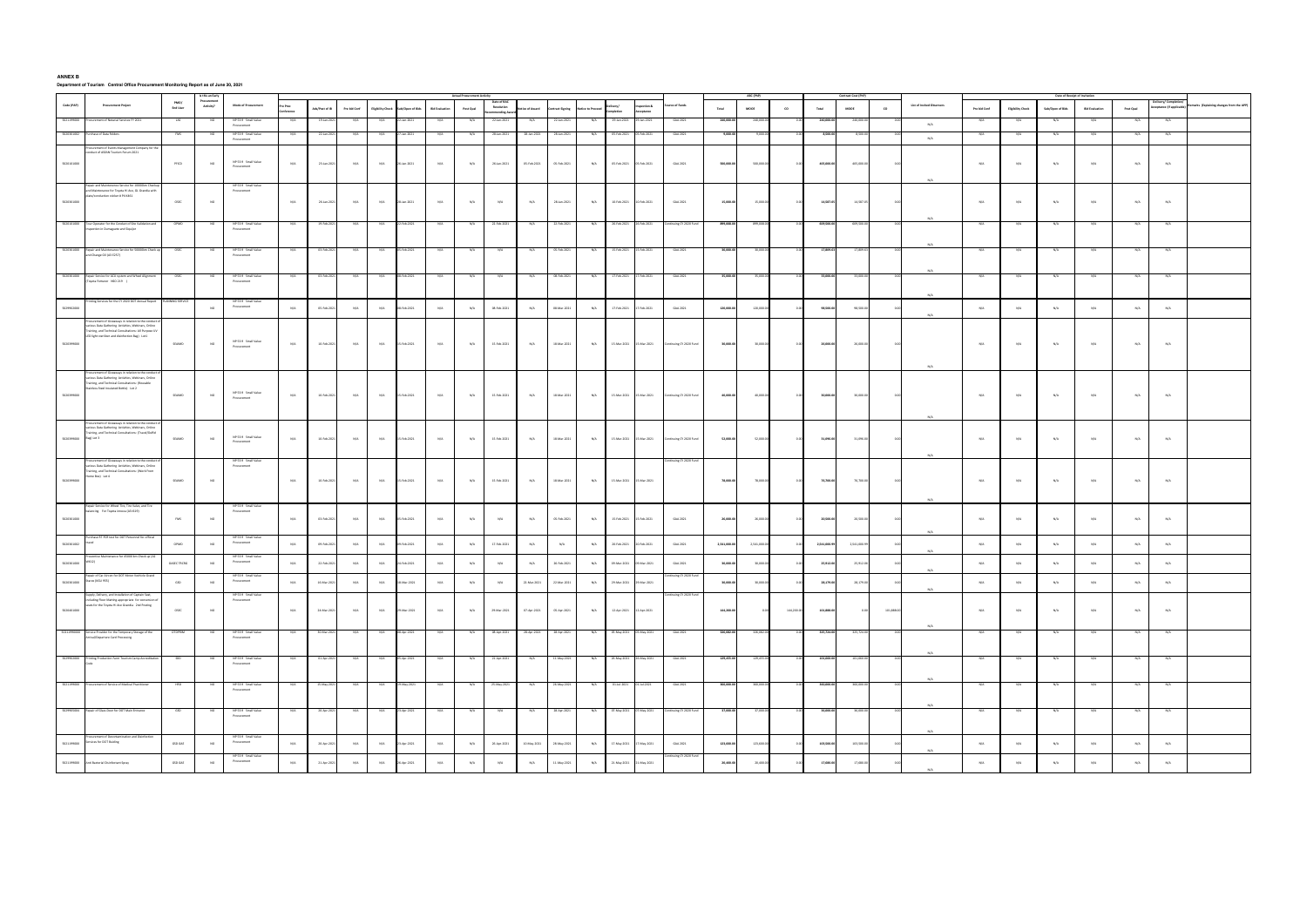**ANNEX B**

**Department of Tourism Central Office Procurement Monitoring Report as of June 30, 2021**

| Code (PAP) | Procurement Project | PMO/ End-User | Is this an Early Procurement Activity? | Mode of Procurement | Actual Procurement Activity | | | | | | | | | | | | | Source of Funds | ABC (PhP) | | | Contract Cost (PhP) | | | List of Invited Observers | Date of Receipt of Invitation | | | | | | Remarks (Explaining changes from the APP) |
|---|---|---|---|---|---|---|---|---|---|---|---|---|---|---|---|---|---|---|---|---|---|---|---|---|---|---|---|---|---|---|---|---|
| | | | | | Pre-Proc Conference | Ads/Post of IB | Pre-bid Conf | Eligibility Check | Sub/Open of Bids | Bid Evaluation | Post Qual | Date of BAC Resolution Recommending Award | Notice of Award | Contract Signing | Notice to Proceed | Delivery/ Completion | Inspection & Acceptance | | Total | MOOE | CO | Total | MOOE | CO | | Pre-bid Conf | Eligibility Check | Sub/Open of Bids | Bid Evaluation | Post Qual | Delivery/ Completion/ Acceptance (If applicable) | |
| 5021199000 | Procurement of Notarial Services FY 2021 | LAS | NO | NP 53.9 Small Value Procurement | N/A | 19-Jan-2021 | N/A | N/A | 22-Jan-2021 | N/A | N/A | 22-Jan-2021 | N/A | 22-Jan-2021 | N/A | 25-Jan-2021 | 29-Jan-2021 | GAA 2021 | 240,000.00 | 240,000.00 | 0.00 | 240,000.00 | 240,000.00 | 0.00 | N/A | N/A | N/A | N/A | N/A | N/A | N/A | |
| 5020301001 | Purchase of Data Holders | FMS | NO | NP 53.9 Small Value Procurement | N/A | 22-Jan-2021 | N/A | N/A | 27-Jan-2021 | N/A | N/A | 28-Jan-2021 | 28-Jan-2021 | 28-Jan-2021 | N/A | 05-Feb-2021 | 05-Feb-2021 | GAA 2021 | 9,000.00 | 9,000.00 | 0.00 | 8,000.00 | 8,000.00 | 0.00 | N/A | N/A | N/A | N/A | N/A | N/A | N/A | |
| 5021301001 | Procurement of Events Management Company for the conduct of ASEAN Tourism Forum 2021 | PFEO | NO | NP 53.9 Small Value Procurement | N/A | 25-Jan-2021 | N/A | N/A | 26-Jan-2021 | N/A | N/A | 26-Jan-2021 | 05-Feb-2021 | 05-Feb-2021 | N/A | 05-Feb-2021 | 05-Feb-2021 | GAA 2021 | 500,000.00 | 500,000.00 | 0.00 | 495,000.00 | 495,000.00 | 0.00 | N/A | N/A | N/A | N/A | N/A | N/A | N/A | |
| 5020301000 | Repair and Maintenance Service for 100000km Checkup and Maintenance for Toyota Hi-Ace GL Grandia with plate/conduction sticker K7H4831 | GSDC | NO | NP 53.9 Small Value Procurement | N/A | 26-Jan-2021 | N/A | N/A | 28-Jan-2021 | N/A | N/A | N/A | N/A | 28-Jan-2021 | N/A | 10-Feb-2021 | 10-Feb-2021 | GAA 2021 | 15,000.00 | 15,000.00 | 0.00 | 14,587.05 | 14,587.05 | 0.00 | N/A | N/A | N/A | N/A | N/A | N/A | N/A | |
| 5020301000 | Tour Operator for the Conduct of Site Validation and Inspection to Dumaguete and Siquijor | OPMS | NO | NP 53.9 Small Value Procurement | N/A | 28-Jan-2021 | N/A | N/A | 01-Feb-2021 | N/A | N/A | 22-Feb-2021 | N/A | 22-Feb-2021 | N/A | 26-Feb-2021 | 26-Feb-2021 | Continuing CY 2020 Fund | 899,000.00 | 899,000.00 | 0.00 | 609,500.00 | 609,500.00 | 0.00 | N/A | N/A | N/A | N/A | N/A | N/A | N/A | |
| 5020301000 | Repair and Maintenance Service for 5000km Check up and Change Oil (ACS 5257) | GSDC | NO | NP 53.9 Small Value Procurement | N/A | 03-Feb-2021 | N/A | N/A | 05-Feb-2021 | N/A | N/A | N/A | N/A | 05-Feb-2021 | N/A | 15-Feb-2021 | 15-Feb-2021 | GAA 2021 | 30,000.00 | 30,000.00 | 0.00 | 17,899.03 | 17,899.03 | 0.00 | N/A | N/A | N/A | N/A | N/A | N/A | N/A | |
| 5020301000 | Repair Service for ACS system and Wheel Alignment (Toyota Fortuner NBQ 219) | GSDC | NO | NP 53.9 Small Value Procurement | N/A | 03-Feb-2021 | N/A | N/A | 08-Feb-2021 | N/A | N/A | N/A | N/A | 08-Feb-2021 | N/A | 17-Feb-2021 | 17-Feb-2021 | GAA 2021 | 35,000.00 | 35,000.00 | 0.00 | 33,000.00 | 33,000.00 | 0.00 | N/A | N/A | N/A | N/A | N/A | N/A | N/A | |
| 5029902001 | Printing Services for the CY 2020 DOT Annual Report | PLANNING SERVICE | NO | NP 53.9 Small Value Procurement | N/A | 05-Feb-2021 | N/A | N/A | 08-Feb-2021 | N/A | N/A | 08-Feb-2021 | N/A | 08-Mar-2021 | N/A | 17-Feb-2021 | 17-Feb-2021 | GAA 2021 | 120,000.00 | 120,000.00 | 0.00 | 98,500.00 | 98,500.00 | 0.00 | N/A | N/A | N/A | N/A | N/A | N/A | N/A | |
| 5029999000 | Procurement of Giveaways in relation to the conduct of various Data Gathering Activities, Webinars, Online Training, and Technical Consultations: (All Purpose UV LED light sterilizer and disinfection Bag) - Lot 1 | SSAMO | NO | NP 53.9 Small Value Procurement | N/A | 10-Feb-2021 | N/A | N/A | 15-Feb-2021 | N/A | N/A | 15-Feb-2021 | N/A | 18-Mar-2021 | N/A | 15-Mar-2021 | 15-Mar-2021 | Continuing CY 2020 Fund | 30,000.00 | 30,000.00 | 0.00 | 29,000.00 | 29,000.00 | 0.00 | N/A | N/A | N/A | N/A | N/A | N/A | N/A | |
| 5029999000 | Procurement of Giveaways in relation to the conduct of various Data Gathering Activities, Webinars, Online Training, and Technical Consultations: (Reusable Stainless Steel Insulated Bottle) - Lot 2 | SSAMO | NO | NP 53.9 Small Value Procurement | N/A | 10-Feb-2021 | N/A | N/A | 15-Feb-2021 | N/A | N/A | 15-Feb-2021 | N/A | 18-Mar-2021 | N/A | 15-Mar-2021 | 15-Mar-2021 | Continuing CY 2020 Fund | 40,000.00 | 40,000.00 | 0.00 | 30,000.00 | 30,000.00 | 0.00 | N/A | N/A | N/A | N/A | N/A | N/A | N/A | |
| 5029999000 | Procurement of Giveaways in relation to the conduct of various Data Gathering Activities, Webinars, Online Training, and Technical Consultations: (Travel/Duffel Bag) - Lot 3 | SSAMO | NO | NP 53.9 Small Value Procurement | N/A | 10-Feb-2021 | N/A | N/A | 15-Feb-2021 | N/A | N/A | 15-Feb-2021 | N/A | 18-Mar-2021 | N/A | 15-Mar-2021 | 15-Mar-2021 | Continuing CY 2020 Fund | 52,000.00 | 52,000.00 | 0.00 | 51,090.00 | 51,090.00 | 0.00 | N/A | N/A | N/A | N/A | N/A | N/A | N/A | |
| 5029999000 | Procurement of Giveaways in relation to the conduct of various Data Gathering Activities, Webinars, Online Training, and Technical Consultations: (Work From Home Box) - Lot 4 | SSAMO | NO | NP 53.9 Small Value Procurement | N/A | 10-Feb-2021 | N/A | N/A | 15-Feb-2021 | N/A | N/A | 15-Feb-2021 | N/A | 18-Mar-2021 | N/A | 15-Mar-2021 | 15-Mar-2021 | Continuing CY 2020 Fund | 78,000.00 | 78,000.00 | 0.00 | 75,700.00 | 75,700.00 | 0.00 | N/A | N/A | N/A | N/A | N/A | N/A | N/A | |
| 5020301000 | Repair Service for Wheel Tire, Tire Valve, and Tire balancing for Toyota Innova (ACD 835) | FMS | NO | NP 53.9 Small Value Procurement | N/A | 03-Feb-2021 | N/A | N/A | 05-Feb-2021 | N/A | N/A | N/A | N/A | 05-Feb-2021 | N/A | 15-Feb-2021 | 15-Feb-2021 | GAA 2021 | 26,000.00 | 26,000.00 | 0.00 | 20,500.00 | 20,500.00 | 0.00 | N/A | N/A | N/A | N/A | N/A | N/A | N/A | |
| 5020201002 | Purchase RT PCR test for DOT Personnel for official travel | OPMS | NO | NP 53.9 Small Value Procurement | N/A | 09-Feb-2021 | N/A | N/A | 09-Feb-2021 | N/A | N/A | 17-Feb-2021 | N/A | N/A | N/A | 20-Feb-2021 | 22-Feb-2021 | GAA 2021 | 2,541,000.00 | 2,541,000.00 | 0.00 | 2,531,000.99 | 2,531,000.99 | 0.00 | N/A | N/A | N/A | N/A | N/A | N/A | N/A | |
| 5020301000 | Preventive Maintenance for 20000 km Check up (NLE 2402) | GASSC TRCRD | NO | NP 53.9 Small Value Procurement | N/A | 23-Feb-2021 | N/A | N/A | 24-Feb-2021 | N/A | N/A | N/A | N/A | 26-Feb-2021 | N/A | 09-Mar-2021 | 09-Mar-2021 | GAA 2021 | 30,000.00 | 30,000.00 | 0.00 | 23,912.00 | 23,912.00 | 0.00 | N/A | N/A | N/A | N/A | N/A | N/A | N/A | |
| 5020301000 | Repair of Car Aircon for DOT Nissan Urvan (NCQ 9721) | GSD | NO | NP 53.9 Small Value Procurement | N/A | 16-Mar-2021 | N/A | N/A | 18-Mar-2021 | N/A | N/A | N/A | 22-Mar-2021 | 22-Mar-2021 | N/A | 29-Mar-2021 | 29-Mar-2021 | Continuing CY 2020 Fund | 30,000.00 | 30,000.00 | 0.00 | 28,475.00 | 28,475.00 | 0.00 | N/A | N/A | N/A | N/A | N/A | N/A | N/A | |
| 5060405006 | Supply, Delivery, and Installation of Captain Seat, including floor matting appropriate for conversion of seats for the Toyota Hi-Ace Grandia - 2nd Row | GSDC | NO | NP 53.9 Small Value Procurement | N/A | 24-Mar-2021 | N/A | N/A | 29-Mar-2021 | N/A | N/A | 29-Mar-2021 | 07-Apr-2021 | 05-Apr-2021 | N/A | 12-Apr-2021 | 12-Apr-2021 | Continuing CY 2020 Fund | 144,200.00 | 0.00 | 144,200.00 | 143,880.00 | 0.00 | 143,880.00 | N/A | N/A | N/A | N/A | N/A | N/A | N/A | |
| 5021299000 | Service Provider for the Temporary Storage of the Annual/Payment Card Processing | OTOPHM | NO | NP 53.9 Small Value Procurement | N/A | 30-Mar-2021 | N/A | N/A | 08-Apr-2021 | N/A | N/A | 08-Apr-2021 | 08-Apr-2021 | 08-Apr-2021 | N/A | 05-May-2021 | 05-May-2021 | GAA 2021 | 520,000.00 | 520,000.00 | 0.00 | 519,754.00 | 519,754.00 | 0.00 | N/A | N/A | N/A | N/A | N/A | N/A | N/A | |
| 5029902001 | Printing Production from Tourism Camp Accreditation Card | OED | NO | NP 53.9 Small Value Procurement | N/A | 01-Apr-2021 | N/A | N/A | 05-Apr-2021 | N/A | N/A | 21-Apr-2021 | N/A | 11-May-2021 | N/A | 26-May-2021 | 26-May-2021 | GAA 2021 | 129,495.00 | 129,495.00 | 0.00 | 101,000.00 | 101,000.00 | 0.00 | N/A | N/A | N/A | N/A | N/A | N/A | N/A | |
| 5021199000 | Procurement of Service of Medical Practitioner | HRD | NO | NP 53.9 Small Value Procurement | N/A | 15-May-2021 | N/A | N/A | 19-May-2021 | N/A | N/A | 25-May-2021 | N/A | 29-May-2021 | N/A | 01-Jul-2021 | 01-Jul-2021 | GAA 2021 | 900,000.00 | 900,000.00 | 0.00 | 900,000.00 | 900,000.00 | 0.00 | N/A | N/A | N/A | N/A | N/A | N/A | N/A | |
| 5029901001 | Repair of Glass Door for DOT Main Entrance | GSD | NO | NP 53.9 Small Value Procurement | N/A | 08-Apr-2021 | N/A | N/A | 23-Apr-2021 | N/A | N/A | N/A | N/A | 28-Apr-2021 | N/A | 05-May-2021 | 05-May-2021 | Continuing CY 2020 Fund | 37,000.00 | 37,000.00 | 0.00 | 36,000.00 | 36,000.00 | 0.00 | N/A | N/A | N/A | N/A | N/A | N/A | N/A | |
| 5021199000 | Procurement of Decontamination and Disinfection Services for DOT Building | GSD DAS | NO | NP 53.9 Small Value Procurement | N/A | 20-Apr-2021 | N/A | N/A | 23-Apr-2021 | N/A | N/A | 26-Apr-2021 | 10-May-2021 | 28-May-2021 | N/A | 17-May-2021 | 17-May-2021 | GAA 2021 | 125,000.00 | 125,000.00 | 0.00 | 103,500.00 | 103,500.00 | 0.00 | N/A | N/A | N/A | N/A | N/A | N/A | N/A | |
| 5021199000 | Anti Bacterial Disinfectant Spray | GSD DAS | NO | NP 53.9 Small Value Procurement | N/A | 22-Apr-2021 | N/A | N/A | 26-Apr-2021 | N/A | N/A | N/A | N/A | 11-May-2021 | N/A | 21-May-2021 | 21-May-2021 | Continuing CY 2020 Fund | 20,000.00 | 20,000.00 | 0.00 | 17,000.00 | 17,000.00 | 0.00 | N/A | N/A | N/A | N/A | N/A | N/A | N/A | |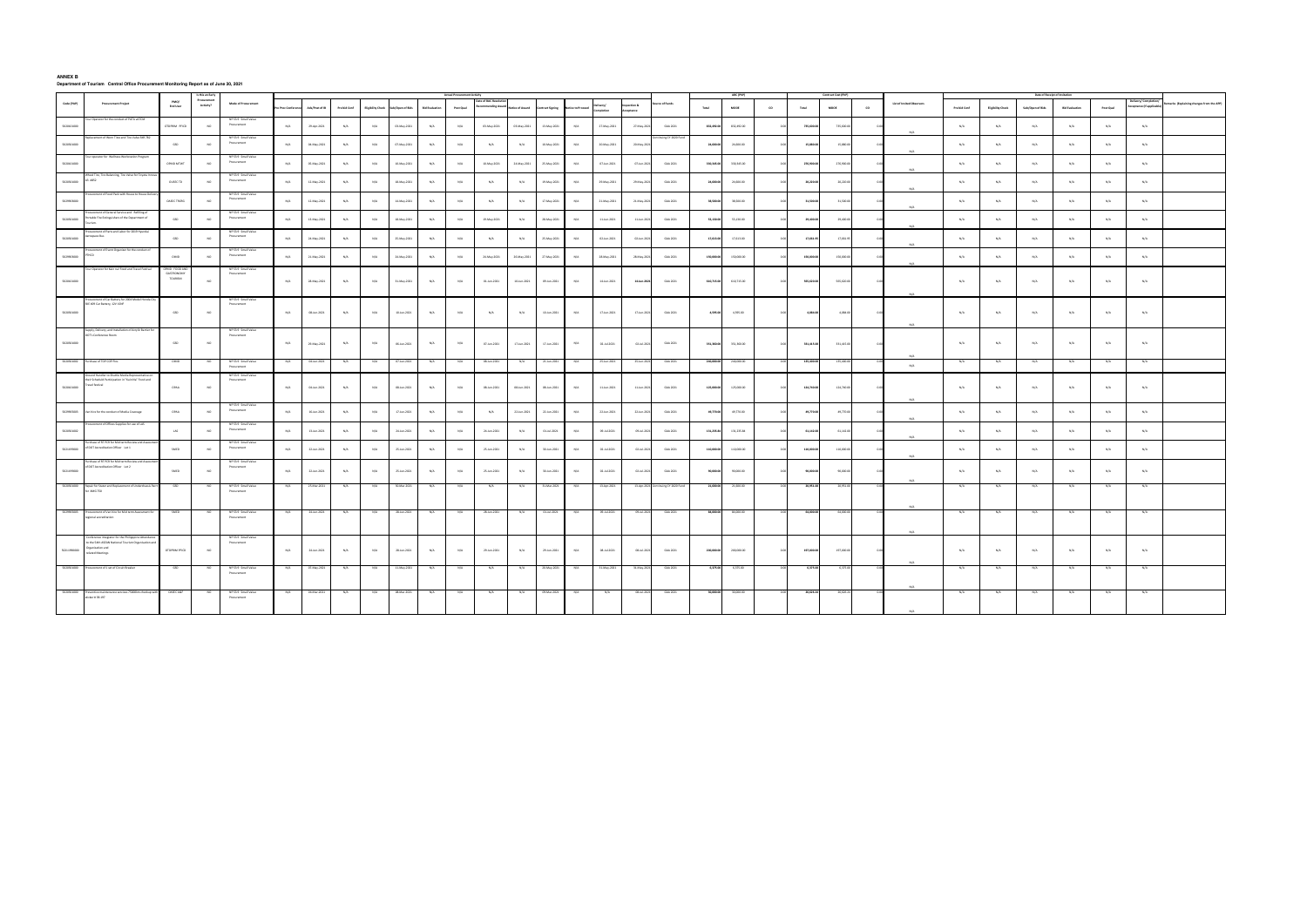**ANNEX B**

**Department of Tourism Central Office Procurement Monitoring Report as of June 30, 2021**

| Code (PAP) | Procurement Project | PMO/End-User | Is this an Early Procurement Activity? | Mode of Procurement | Actual Procurement Activity | | | | | | | | | | | | | | Source of Funds | ABC (PhP) | | | Contract Cost (PhP) | | | List of Invited Observers | Date of Receipt of Invitation | | | | | | | Remarks (Explaining changes from the APP) |
|---|---|---|---|---|---|---|---|---|---|---|---|---|---|---|---|---|---|---|---|---|---|---|---|---|---|---|---|---|---|---|---|---|---|---|
| | | | | | Pre-Proc Conference | Ads/Post of IB | Pre-bid Conf | Eligibility Check | Sub/Open of Bids | Bid Evaluation | Post Qual | Date of BAC Resolution Recommending Award | Notice of Award | Contract Signing | Notice to Proceed | Delivery/Completion | Inspection & Acceptance | | | Total | MOOE | CO | Total | MOOE | CO | | Pre-bid Conf | Eligibility Check | Sub/Open of Bids | Bid Evaluation | Post Qual | Delivery/Completion/Acceptance (If applicable) | |
| 5020301000 | Tour Operator for the conduct of FSCG at TLM | OTDPRM - PFCD | NO | NP 53.9 - Small Value Procurement | N/A | 29-Apr-2021 | N/A | N/A | 05-May-2021 | N/A | N/A | 05-May-2021 | 19-May-2021 | 19-May-2021 | N/A | 27-May-2021 | 27-May-2021 | GAA 2021 | 850,490.00 | 850,490.00 | 0.00 | 795,000.00 | 795,000.00 | 0.00 | N/A | N/A | N/A | N/A | N/A | N/A | N/A | |
| 5020301000 | Replacement of Worn Tires and Tire Valve SBF 782 | GSD | NO | NP 53.9 - Small Value Procurement | N/A | 06-May-2021 | N/A | N/A | 07-May-2021 | N/A | N/A | N/A | N/A | 10-May-2021 | N/A | 20-May-2021 | 20-May-2021 | Continuing FY 2020 Fund | 28,600.00 | 28,600.00 | 0.00 | 15,380.00 | 15,380.00 | 0.00 | N/A | N/A | N/A | N/A | N/A | N/A | N/A | |
| 5020301000 | Tour operator for Wellness Destination Program | OPRHD-NTWT | NO | NP 53.9 - Small Value Procurement | N/A | 05-May-2021 | N/A | N/A | 06-May-2021 | N/A | N/A | 20-May-2021 | 24-May-2021 | 25-May-2021 | N/A | 07-Jun-2021 | 07-Jun-2021 | GAA 2021 | 558,369.00 | 558,369.00 | 0.00 | 298,900.00 | 298,900.00 | 0.00 | N/A | N/A | N/A | N/A | N/A | N/A | N/A | |
| 5020301000 | Wheel Tire, Tire Balancing, Tire Valve for Toyota Innova SJC 465 | OUDC-TD | NO | NP 53.9 - Small Value Procurement | N/A | 12-May-2021 | N/A | N/A | 18-May-2021 | N/A | N/A | N/A | N/A | 19-May-2021 | N/A | 29-May-2021 | 29-May-2021 | GAA 2021 | 28,000.00 | 28,000.00 | 0.00 | 26,250.00 | 26,250.00 | 0.00 | N/A | N/A | N/A | N/A | N/A | N/A | N/A | |
| 5029990000 | Procurement of Food Pack with House to House Delivery | OASEC TRDG | NO | NP 53.9 - Small Value Procurement | N/A | 12-May-2021 | N/A | N/A | 14-May-2021 | N/A | N/A | N/A | N/A | 17-May-2021 | N/A | 21-May-2021 | 25-May-2021 | GAA 2021 | 38,000.00 | 38,000.00 | 0.00 | 31,500.00 | 31,500.00 | 0.00 | N/A | N/A | N/A | N/A | N/A | N/A | N/A | |
| 5020301000 | Procurement of General Service and Refilling of Portable Fire Extinguishers of the Department of Tourism | GSD | NO | NP 53.9 - Small Value Procurement | N/A | 13-May-2021 | N/A | N/A | 19-May-2021 | N/A | N/A | 25-May-2021 | N/A | 28-May-2021 | N/A | 11-Jun-2021 | 11-Jun-2021 | GAA 2021 | 35,130.00 | 35,130.00 | 0.00 | 29,400.00 | 29,400.00 | 0.00 | N/A | N/A | N/A | N/A | N/A | N/A | N/A | |
| 5020301000 | Procurement of Parts and Labor for DOT Hyundai Aerospace Bus | GSD | NO | NP 53.9 - Small Value Procurement | N/A | 24-May-2021 | N/A | N/A | 25-May-2021 | N/A | N/A | N/A | N/A | 25-May-2021 | N/A | 03-Jun-2021 | 03-Jun-2021 | GAA 2021 | 17,013.00 | 17,013.00 | 0.00 | 17,013.00 | 17,013.00 | 0.00 | N/A | N/A | N/A | N/A | N/A | N/A | N/A | |
| 5029990000 | Procurement of Event Organizer for the conduct of PPICO | OSEC | NO | NP 53.9 - Small Value Procurement | N/A | 21-May-2021 | N/A | N/A | 24-May-2021 | N/A | N/A | 24-May-2021 | 24-May-2021 | 27-May-2021 | N/A | 28-May-2021 | 28-May-2021 | GAA 2021 | 150,000.00 | 150,000.00 | 0.00 | 150,000.00 | 150,000.00 | 0.00 | N/A | N/A | N/A | N/A | N/A | N/A | N/A | |
| 5020301000 | Tour Operator for Bakit sa Food and Travel Festival | OPRHD - FOOD AND GASTRONOMY TOURISM | NO | NP 53.9 - Small Value Procurement | N/A | 28-May-2021 | N/A | N/A | 31-May-2021 | N/A | N/A | 01-Jun-2021 | 03-Jun-2021 | 09-Jun-2021 | N/A | 14-Jun-2021 | 14-Jun-2021 | GAA 2021 | 543,715.00 | 543,715.00 | 0.00 | 505,020.00 | 505,020.00 | 0.00 | N/A | N/A | N/A | N/A | N/A | N/A | N/A | |
| 5020301000 | Procurement of Car Battery for 2004 Model Honda City SBC 606 Car Battery 12V 45AH | GSD | NO | NP 53.9 - Small Value Procurement | N/A | 08-Jun-2021 | N/A | N/A | 10-Jun-2021 | N/A | N/A | N/A | N/A | 10-Jun-2021 | N/A | 17-Jun-2021 | 17-Jun-2021 | GAA 2021 | 4,995.00 | 4,995.00 | 0.00 | 4,080.00 | 4,080.00 | 0.00 | N/A | N/A | N/A | N/A | N/A | N/A | N/A | |
| 5020301000 | Supply, Delivery, and Installation of Acrylic Barrier for DOT's Conference Room | GSD | NO | NP 53.9 - Small Value Procurement | N/A | 29-May-2021 | N/A | N/A | 08-Jun-2021 | N/A | N/A | 15-Jun-2021 | 17-Jun-2021 | 17-Jun-2021 | N/A | 02-Jul-2021 | 02-Jul-2021 | GAA 2021 | 151,900.00 | 151,900.00 | 0.00 | 151,163.00 | 151,163.00 | 0.00 | N/A | N/A | N/A | N/A | N/A | N/A | N/A | |
| 5020301000 | Purchase of TOP COP Pins | OSEC | NO | NP 53.9 - Small Value Procurement | N/A | 04-Jun-2021 | N/A | N/A | 07-Jun-2021 | N/A | N/A | 08-Jun-2021 | N/A | 21-Jun-2021 | N/A | 25-Jun-2021 | 25-Jun-2021 | GAA 2021 | 200,000.00 | 200,000.00 | 0.00 | 195,000.00 | 195,000.00 | 0.00 | N/A | N/A | N/A | N/A | N/A | N/A | N/A | |
| 5020301000 | Ground Handler to Shuttle Media Representatives to Host Scheduled Participation in "Kusinta" Food and Travel festival | OPRA | NO | NP 53.9 - Small Value Procurement | N/A | 04-Jun-2021 | N/A | N/A | 08-Jun-2021 | N/A | N/A | 08-Jun-2021 | 08-Jun-2021 | 08-Jun-2021 | N/A | 14-Jun-2021 | 14-Jun-2021 | GAA 2021 | 125,000.00 | 125,000.00 | 0.00 | 124,750.00 | 124,750.00 | 0.00 | N/A | N/A | N/A | N/A | N/A | N/A | N/A | |
| 5029990000 | Van hire for the conduct of Media Coverage | OPRA | NO | NP 53.9 - Small Value Procurement | N/A | 10-Jun-2021 | N/A | N/A | 17-Jun-2021 | N/A | N/A | N/A | 22-Jun-2021 | 22-Jun-2021 | N/A | 22-Jun-2021 | 22-Jun-2021 | GAA 2021 | 49,770.00 | 49,770.00 | 0.00 | 49,770.00 | 49,770.00 | 0.00 | N/A | N/A | N/A | N/A | N/A | N/A | N/A | |
| 5020301000 | Procurement of Office Supplies for use of LAS | LAS | NO | NP 53.9 - Small Value Procurement | N/A | 10-Jun-2021 | N/A | N/A | 16-Jun-2021 | N/A | N/A | 16-Jun-2021 | N/A | 01-Jul-2021 | N/A | 09-Jul-2021 | 09-Jul-2021 | GAA 2021 | 126,295.00 | 126,295.00 | 0.00 | 91,143.00 | 91,143.00 | 0.00 | N/A | N/A | N/A | N/A | N/A | N/A | N/A | |
| 5021199000 | Purchase of RT PCR for Market Orientation and Assessment of DOT Accreditation Officer - Lot 1 | FMCD | NO | NP 53.9 - Small Value Procurement | N/A | 22-Jun-2021 | N/A | N/A | 25-Jun-2021 | N/A | N/A | 25-Jun-2021 | N/A | 30-Jun-2021 | N/A | 02-Jul-2021 | 02-Jul-2021 | GAA 2021 | 140,000.00 | 140,000.00 | 0.00 | 140,000.00 | 140,000.00 | 0.00 | N/A | N/A | N/A | N/A | N/A | N/A | N/A | |
| 5021199000 | Purchase of RT PCR for Market Orientation and Assessment of DOT Accreditation Officer - Lot 2 | FMCD | NO | NP 53.9 - Small Value Procurement | N/A | 22-Jun-2021 | N/A | N/A | 25-Jun-2021 | N/A | N/A | 25-Jun-2021 | N/A | 30-Jun-2021 | N/A | 02-Jul-2021 | 02-Jul-2021 | GAA 2021 | 90,000.00 | 90,000.00 | 0.00 | 90,000.00 | 90,000.00 | 0.00 | N/A | N/A | N/A | N/A | N/A | N/A | N/A | |
| 5020399000 | Repair for Tower and Replacement of Underchassis Parts for HIACE TDX | GSD | NO | NP 53.9 - Small Value Procurement | N/A | 25-Mar-2021 | N/A | N/A | 30-Mar-2021 | N/A | N/A | N/A | N/A | 31-Mar-2021 | N/A | 16-Apr-2021 | 16-Apr-2021 | Continuing FY 2020 Fund | 35,000.00 | 35,000.00 | 0.00 | 28,951.00 | 28,951.00 | 0.00 | N/A | N/A | N/A | N/A | N/A | N/A | N/A | |
| 5029990000 | Procurement of Van Hire for Market Assessment for regional accreditation | FMCD | NO | NP 53.9 - Small Value Procurement | N/A | 24-Jun-2021 | N/A | N/A | 28-Jun-2021 | N/A | N/A | 28-Jun-2021 | N/A | 01-Jul-2021 | N/A | 09-Jul-2021 | 09-Jul-2021 | GAA 2021 | 48,000.00 | 48,000.00 | 0.00 | 48,000.00 | 48,000.00 | 0.00 | N/A | N/A | N/A | N/A | N/A | N/A | N/A | |
| 5021199000 | Conference Integrator for the Philippines attendance to the 54th ASEAN National Tourism Organizations and related Meetings | OTDPRM PFCD | NO | NP 53.9 - Small Value Procurement | N/A | 24-Jun-2021 | N/A | N/A | 28-Jun-2021 | N/A | N/A | 29-Jun-2021 | N/A | 29-Jun-2021 | N/A | 08-Jul-2021 | 08-Jul-2021 | GAA 2021 | 200,000.00 | 200,000.00 | 0.00 | 197,000.00 | 197,000.00 | 0.00 | N/A | N/A | N/A | N/A | N/A | N/A | N/A | |
| 5020301000 | Procurement of 1 set of Circuit Breaker | GSD | NO | NP 53.9 - Small Value Procurement | N/A | 05-May-2021 | N/A | N/A | 11-May-2021 | N/A | N/A | N/A | N/A | 18-May-2021 | N/A | 31-May-2021 | 31-May-2021 | GAA 2021 | 3,375.00 | 3,375.00 | 0.00 | 3,375.00 | 3,375.00 | 0.00 | N/A | N/A | N/A | N/A | N/A | N/A | N/A | |
| 5020301000 | Preventive maintenance services of Ribbon Hi-speed cam model # 95.6T | OASEC-A&F | NO | NP 53.9 - Small Value Procurement | N/A | 26-Mar-2021 | N/A | N/A | 08-Mar-2021 | N/A | N/A | N/A | N/A | 09-Mar-2021 | N/A | N/A | 18-Jun-2021 | GAA 2021 | 50,000.00 | 50,000.00 | 0.00 | 36,525.00 | 36,525.00 | 0.00 | N/A | N/A | N/A | N/A | N/A | N/A | N/A | |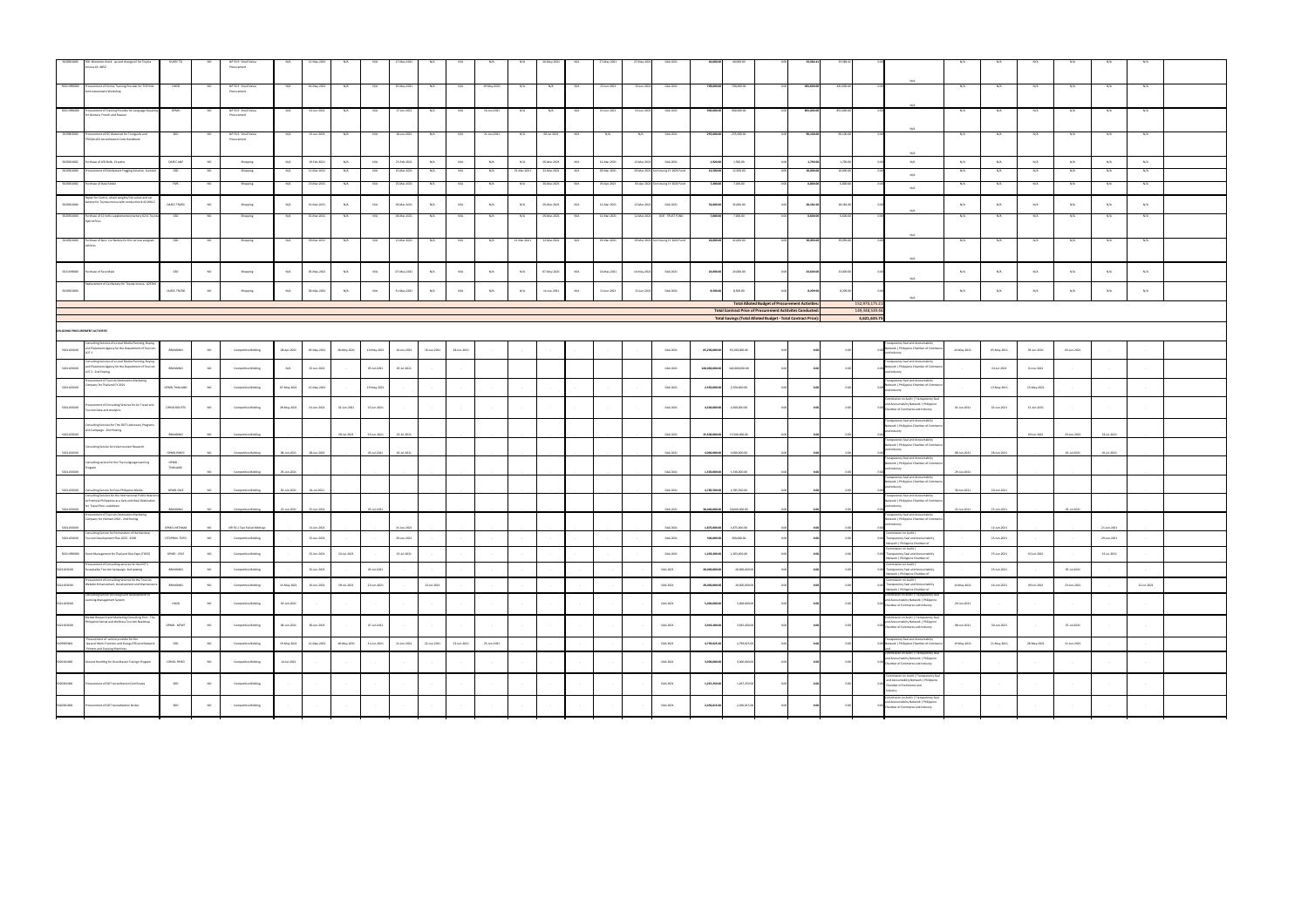| | | | | | | | | | | | | | | | | | | | | | | | | | | | | | | | |
|---|---|---|---|---|---|---|---|---|---|---|---|---|---|---|---|---|---|---|---|---|---|---|---|---|---|---|---|---|---|---|---|
| 5020301002 | 50K Kilometer check up and change oil for Toyota Innova AB 4802 | OASEC-TD | NO | NP 53.9 - Small Value Procurement | N/A | 12-May-2021 | N/A | N/A | 17-May-2021 | N/A | N/A | N/A | N/A | 18-May-2021 | N/A | 17-May-2021 | 27-May-2021 | GAA 2021 | 30,000.00 | 30,000.00 | 0.00 | 29,784.41 | 29,784.41 | 0.00 | N/A | N/A | N/A | N/A | N/A | N/A | N/A |
| 5021199000 | Procurement of Online Training Provider for TESP/DA Joint Assessment Workshop | OSKIS | NO | NP 53.9 - Small Value Procurement | N/A | 16-May-2021 | N/A | N/A | 09-May-2021 | N/A | N/A | 20-May-2021 | N/A | N/A | N/A | 23-Jun-2021 | 23-Jun-2021 | GAA 2021 | 700,000.00 | 700,000.00 | 0.00 | 483,000.00 | 483,000.00 | 0.00 | N/A | N/A | N/A | N/A | N/A | N/A | N/A |
| 5021199000 | Procurement of Training Provider for Language Speaking for Germany, French and Russian | OPMO | NO | NP 53.9 - Small Value Procurement | N/A | 03-Jun-2021 | N/A | N/A | 17-Jun-2021 | N/A | N/A | 16-Jun-2021 | N/A | N/A | N/A | 01-Jun-2021 | 01-Jun-2021 | GAA 2021 | 900,000.00 | 900,000.00 | 0.00 | 891,000.00 | 891,000.00 | 0.00 | N/A | N/A | N/A | N/A | N/A | N/A | N/A |
| 5029999000 | Procurement of IEC Materials for Tourguide and PTOGB 2020 Accreditation Cards Handbook | OSEC | NO | NP 53.9 - Small Value Procurement | N/A | 01-Jun-2021 | N/A | N/A | 08-Jun-2021 | N/A | N/A | 21-Jun-2021 | N/A | 08-Jul-2021 | N/A | N/A | N/A | GAA 2021 | 275,000.00 | 275,000.00 | 0.00 | 95,100.00 | 95,100.00 | 0.00 | N/A | N/A | N/A | N/A | N/A | N/A | N/A |
| 5020301002 | Purchase of LED Bulb, 15 watts | OASEC-A&F | NO | Shopping | N/A | 09-Feb-2021 | N/A | N/A | 23-Feb-2021 | N/A | N/A | N/A | N/A | 09-Mar-2021 | N/A | 12-Mar-2021 | 12-Mar-2021 | GAA 2021 | 1,920.00 | 1,920.00 | 0.00 | 1,790.00 | 1,790.00 | 0.00 | N/A | N/A | N/A | N/A | N/A | N/A | N/A |
| 5020301002 | Procurement of Confiserie Flagging Solution, Standard | OSEC | NO | Shopping | N/A | 11-Mar-2021 | N/A | N/A | 15-Mar-2021 | N/A | N/A | N/A | 22-Mar-2021 | 22-Mar-2021 | N/A | 29-Mar-2021 | 29-Mar-2021 | Continuing CY 2020 Fund | 22,500.00 | 22,500.00 | 0.00 | 18,000.00 | 18,000.00 | 0.00 | N/A | N/A | N/A | N/A | N/A | N/A | N/A |
| 5020301002 | Purchase of Gate Folder | FMS | NO | Shopping | N/A | 23-Mar-2021 | N/A | N/A | 25-Mar-2021 | N/A | N/A | N/A | N/A | 26-Mar-2021 | N/A | 05-Apr-2021 | 05-Apr-2021 | Continuing CY 2020 Fund | 7,200.00 | 7,200.00 | 0.00 | 4,800.00 | 4,800.00 | 0.00 | N/A | N/A | N/A | N/A | N/A | N/A | N/A |
| 5020301002 | Repair for Control, wheel and A/Pin for valves and car battery for Toyota Innova with conduction # AZ 4912 | OASEC-TREES | NO | Shopping | N/A | 16-Mar-2021 | N/A | N/A | 09-Mar-2021 | N/A | N/A | N/A | N/A | 09-Mar-2021 | N/A | 11-Mar-2021 | 17-Mar-2021 | GAA 2021 | 30,000.00 | 30,000.00 | 0.00 | 28,181.00 | 28,181.00 | 0.00 | N/A | N/A | N/A | N/A | N/A | N/A | N/A |
| 5020301002 | Purchase of 12 Volts supplementary battery 6211 Toyota Hi Ace | OSEC | NO | Shopping | N/A | 16-Mar-2021 | N/A | N/A | 18-Mar-2021 | N/A | N/A | N/A | N/A | 09-Mar-2021 | N/A | 11-Mar-2021 | 12-Mar-2021 | GAA TPLF | 7,000.00 | 7,000.00 | 0.00 | 5,600.00 | 5,600.00 | 0.00 | N/A | N/A | N/A | N/A | N/A | N/A | N/A |
| 5020301002 | Purchase of 6pcs. Car Battery for the various assigned vehicles | OSEC | NO | Shopping | N/A | 03-Mar-2021 | N/A | N/A | 11-Mar-2021 | N/A | N/A | N/A | 11-Mar-2021 | 12-Mar-2021 | N/A | 19-Mar-2021 | 29-Mar-2021 | Continuing CY 2020 Fund | 40,000.00 | 40,000.00 | 0.00 | 39,990.00 | 39,990.00 | 0.00 | N/A | N/A | N/A | N/A | N/A | N/A | N/A |
| 5021499000 | Purchase of Face Mask | OSEC | NO | Shopping | N/A | 05-May-2021 | N/A | N/A | 07-May-2021 | N/A | N/A | N/A | N/A | 07-May-2021 | N/A | 14-May-2021 | 14-May-2021 | GAA 2021 | 29,000.00 | 29,000.00 | 0.00 | 23,600.00 | 23,600.00 | 0.00 | N/A | N/A | N/A | N/A | N/A | N/A | N/A |
| 5020301002 | Replacement of Car Battery for Toyota Innova - AZP 4912 | OASEC-TREES | NO | Shopping | N/A | 28-May-2021 | N/A | N/A | 31-May-2021 | N/A | N/A | N/A | N/A | 16-Jun-2021 | N/A | 21-Jun-2021 | 21-Jun-2021 | GAA 2021 | 8,500.00 | 8,500.00 | 0.00 | 8,209.00 | 8,209.00 | 0.00 | N/A | N/A | N/A | N/A | N/A | N/A | N/A |
| | | | | | | | | | | | | | | | | | | Total Alloted Budget of Procurement Activities: | | | 152,970,175.23 | | | | | | | | | | |
| | | | | | | | | | | | | | | | | | | Total Contract Price of Procurement Activities Conducted: | | | 149,348,549.44 | | | | | | | | | | |
| | | | | | | | | | | | | | | | | | | Total Savings (Total Alloted Budget - Total Contract Price): | | | 3,621,625.79 | | | | | | | | | | |
| **ON-GOING PROCUREMENT ACTIVITIES** | | | | | | | | | | | | | | | | | | | | | | | | | | | | | | | |
| 5021499000 | Consulting Services of a Local Media Planning, Buying and Placement Agency for the Department of Tourism IOT 2 | BRANDING | NO | Competitive Bidding | 28-Apr-2021 | 28-May-2021 | 08-May-2021 | 13-May-2021 | 10-Jun-2021 | 16-Jun-2021 | 18-Jun-2021 | - | - | - | - | - | - | GAA 2021 | 95,200,000.00 | 95,200,000.00 | 0.00 | 0.00 | 0.00 | 0.00 | Transparency Seal and Accountability Network \| Philippine Chamber of Commerce and Industry | 24-May-2021 | 05-May-2021 | 08-Jun-2021 | 09-Jun-2021 | - | - |
| 5021499000 | Consulting Services of a Local Media Planning, Buying and Placement Agency for the Department of Tourism IOT 2 - 2nd Posting | BRANDING | NO | Competitive Bidding | - | 03-Jun-2021 | - | 05-Jul-2021 | 05-Jul-2021 | - | - | - | - | - | - | - | - | GAA 2021 | 180,000,000.00 | 180,000,000.00 | 0.00 | 0.00 | 0.00 | 0.00 | Transparency Seal and Accountability Network \| Philippine Chamber of Commerce and Industry | - | 23-Jul-2021 | 01-Jul-2021 | - | - | - |
| 5021499000 | Procurement of Tourism Destination Marketing Company for Thailand FY 2021 | OPMO-THAILAND | NO | Competitive Bidding | 07-May-2021 | 12-May-2021 | - | 19-May-2021 | - | - | - | - | - | - | - | - | - | GAA 2021 | 2,750,000.00 | 2,750,000.00 | 0.00 | 0.00 | 0.00 | 0.00 | Transparency Seal and Accountability Network \| Philippine Chamber of Commerce and Industry | - | 19-May-2021 | 25-May-2021 | - | - | - |
| 5021499000 | Procurement of Consulting Services for Air Travel and Tourism Data and Analytics | OPMO-ROUTES | NO | Competitive Bidding | 28-May-2021 | 03-Jun-2021 | 10-Jun-2021 | 23-Jun-2021 | - | - | - | - | - | - | - | - | - | GAA 2021 | 4,500,000.00 | 4,500,000.00 | 0.00 | 0.00 | 0.00 | 0.00 | Commission on Audit \| Transparency Seal and Accountability Network \| Philippine Chamber of Commerce and Industry | 04-Jun-2021 | 10-Jun-2021 | 15-Jun-2021 | - | - | - |
| 5021499000 | Consulting Services for The DOT's Advocacy Programs and Campaign - 2nd Posting | BRANDING | NO | Competitive Bidding | | | 09-Jul-2021 | 13-Jul-2021 | 21-Jul-2021 | - | - | - | - | - | - | - | - | GAA 2021 | 15,500,000.00 | 15,500,000.00 | 0.00 | 0.00 | 0.00 | 0.00 | Transparency Seal and Accountability Network \| Philippine Chamber of Commerce and Industry | | | 09-Jul-2021 | 21-Jul-2021 | 22-Jul-2021 | - |
| 5021499000 | Consulting Service for Visitor-motion Research | OPMO-RAMO | NO | Competitive Bidding | 18-Jun-2021 | 28-Jun-2021 | | 05-Jul-2021 | 05-Jul-2021 | - | - | - | - | - | - | - | - | GAA 2021 | 3,000,000.00 | 3,000,000.00 | 0.00 | 0.00 | 0.00 | 0.00 | Transparency Seal and Accountability Network \| Philippine Chamber of Commerce and Industry | 28-Jun-2021 | 28-Jun-2021 | | 05-Jul-2021 | 05-Jul-2021 | - |
| 5021499000 | Consulting and Facilities for Thai Language Learning Program | OPMO-THAILAND | NO | Competitive Bidding | 25-Jun-2021 | - | - | - | - | - | - | - | - | - | - | - | - | GAA 2021 | 1,750,000.00 | 1,750,000.00 | 0.00 | 0.00 | 0.00 | 0.00 | Transparency Seal and Accountability Network \| Philippine Chamber of Commerce and Industry | 25-Jun-2021 | - | - | - | - | - |
| 5021499000 | Consulting Service for New Philippine Media | BPMO-DVT | NO | Competitive Bidding | 16-Jun-2021 | 01-Jul-2021 | - | - | - | - | - | - | - | - | - | - | - | GAA 2021 | 4,785,950.00 | 4,785,950.00 | 0.00 | 0.00 | 0.00 | 0.00 | Transparency Seal and Accountability Network \| Philippine Chamber of Commerce and Industry | 16-Jun-2021 | 23-Jun-2021 | - | - | - | - |
| 5021499000 | Consulting Services for the International Public Relations to Promote Philippines as a Safe and Ideal Destination for Travel Post-Lockdown | BRANDING | NO | Competitive Bidding | 21-Jun-2021 | 25-Jun-2021 | | 05-Jul-2021 | - | - | - | - | - | - | - | - | - | GAA 2021 | 30,000,000.00 | 30,000,000.00 | 0.00 | 0.00 | 0.00 | 0.00 | Transparency Seal and Accountability Network \| Philippine Chamber of Commerce and Industry | 22-Jun-2021 | 25-Jun-2021 | | 05-Jul-2021 | - | - |
| 5021499000 | Procurement of Tourism Destination Marketing Company for Vietnam 2021 - 2nd Posting | OPMO-VIETNAM | NO | NP 53.1 Two Failed Biddings | | 14-Jun-2021 | | | 25-Jun-2021 | - | - | - | - | - | - | - | - | GAA 2021 | 3,875,000.00 | 3,875,000.00 | 0.00 | 0.00 | 0.00 | 0.00 | Transparency Seal and Accountability Network \| Philippine Chamber of Commerce and Industry | | 14-Jun-2021 | | | 21-Jun-2021 | - |
| 5021499000 | Consulting Service for Formulation of the National Tourism Development Plan 2023 - 2028 | OTDPRM-TDPD | NO | Competitive Bidding | | 15-Jun-2021 | | | 29-Jun-2021 | - | - | - | - | - | - | - | - | GAA 2021 | 500,000.00 | 500,000.00 | 0.00 | 0.00 | 0.00 | 0.00 | Commission on Audit \| Transparency Seal and Accountability Network \| Philippine Chamber of Commerce and Industry | | 25-Jun-2021 | | | 29-Jun-2021 | - |
| 5021199000 | Event Management for Thailand Bus Expo (TBEX) | OPMO-CPMS | NO | Competitive Bidding | | 15-Jun-2021 | 22-Jul-2021 | | 15-Jul-2021 | - | - | - | - | - | - | - | - | GAA 2021 | 1,895,000.00 | 1,895,000.00 | 0.00 | 0.00 | 0.00 | 0.00 | Commission on Audit \| Transparency Seal and Accountability Network \| Philippine Chamber of Commerce and Industry | | 25-Jun-2021 | 03-Jul-2021 | | 15-Jul-2021 | - |
| 5021499000 | Procurement of Consulting services for the DOT's Sustainable Tourism Campaign - 2nd posting | BRANDING | NO | Competitive Bidding | | 15-Jun-2021 | | 05-Jul-2021 | - | - | - | - | - | - | - | - | - | GAA 2021 | 20,000,000.00 | 20,000,000.00 | 0.00 | 0.00 | 0.00 | 0.00 | Commission on Audit \| Transparency Seal and Accountability Network \| Philippine Chamber of Commerce and Industry | | 25-Jun-2021 | | 05-Jul-2021 | - | - |
| 5021499000 | Procurement of Consulting Services for the Tourism Website Enhancement, Development and Maintenance | BRANDING | NO | Competitive Bidding | 14-May-2021 | 16-Jun-2021 | 09-Jul-2021 | 23-Jun-2021 | | 13-Jul-2021 | - | - | - | - | - | - | - | GAA 2021 | 20,000,000.00 | 20,000,000.00 | 0.00 | 0.00 | 0.00 | 0.00 | Commission on Audit \| Transparency Seal and Accountability Network \| Philippine Chamber of Commerce and Industry | 14-May-2021 | 16-Jun-2021 | 09-Jul-2021 | 23-Jun-2021 | | 13-Jul-2021 |
| 5021499000 | Consulting Services for the Integrated Development of Licensing Management System | OSKIS | NO | Competitive Bidding | 29-Jun-2021 | - | - | - | - | - | - | - | - | - | - | - | - | GAA 2021 | 5,000,000.00 | 5,000,000.00 | 0.00 | 0.00 | 0.00 | 0.00 | Commission on Audit \| Transparency Seal and Accountability Network \| Philippine Chamber of Commerce and Industry | 29-Jun-2021 | - | - | - | - | - |
| 5021499000 | Market Research and Marketing Consulting Firm - The Philippine Gamer and Wellness Tourism Roadmap | OPMD-NPMT | NO | Competitive Bidding | 08-Jun-2021 | 08-Jun-2021 | | 07-Jul-2021 | - | - | - | - | - | - | - | - | - | GAA 2021 | 3,943,000.00 | 3,943,000.00 | 0.00 | 0.00 | 0.00 | 0.00 | Commission on Audit \| Transparency Seal and Accountability Network \| Philippine Chamber of Commerce and Industry | 08-Jun-2021 | 10-Jun-2021 | | 05-Jul-2021 | - | - |
| 5029905003 | Procurement of service provider for the lease of Multi-Function and Energy Efficient Network Printers and Copying Machines | OSEC | NO | Competitive Bidding | 19-May-2021 | 21-May-2021 | 28-May-2021 | 11-Jun-2021 | 11-Jun-2021 | 22-Jun-2021 | 13-Jun-2021 | 25-Jun-2021 | - | - | - | - | - | GAA 2021 | 4,799,025.00 | 4,799,025.00 | 0.00 | 0.00 | 0.00 | 0.00 | Transparency Seal and Accountability Network \| Philippine Chamber of Commerce and Industry | 19-May-2021 | 21-May-2021 | 28-May-2021 | 11-Jun-2021 | - | - |
| 5021499000 | Ground Handling for Diverbaster Trainor Program | OPMO-RKEG | NO | Competitive Bidding | 14-Jul-2021 | - | - | - | - | - | - | - | - | - | - | - | - | GAA 2021 | 3,000,000.00 | 3,000,000.00 | 0.00 | 0.00 | 0.00 | 0.00 | Commission on Audit \| Transparency Seal and Accountability Network \| Philippine Chamber of Commerce and Industry | - | - | - | - | - | - |
| 5020301002 | Procurement of DOT Accreditation Certificates | OSEC | NO | Competitive Bidding | - | - | - | - | - | - | - | - | - | - | - | - | - | GAA 2021 | 1,287,250.00 | 1,287,250.00 | 0.00 | 0.00 | 0.00 | 0.00 | Commission on Audit \| Transparency Seal and Accountability Network \| Philippine Chamber of Commerce and Industry | - | - | - | - | - | - |
| 5020301002 | Procurement of DOT Accreditation Sticker | OSEC | NO | Competitive Bidding | - | - | - | - | - | - | - | - | - | - | - | - | - | GAA 2021 | 2,493,819.00 | 2,493,819.00 | 0.00 | 0.00 | 0.00 | 0.00 | Commission on Audit \| Transparency Seal and Accountability Network \| Philippine Chamber of Commerce and Industry | - | - | - | - | - | - |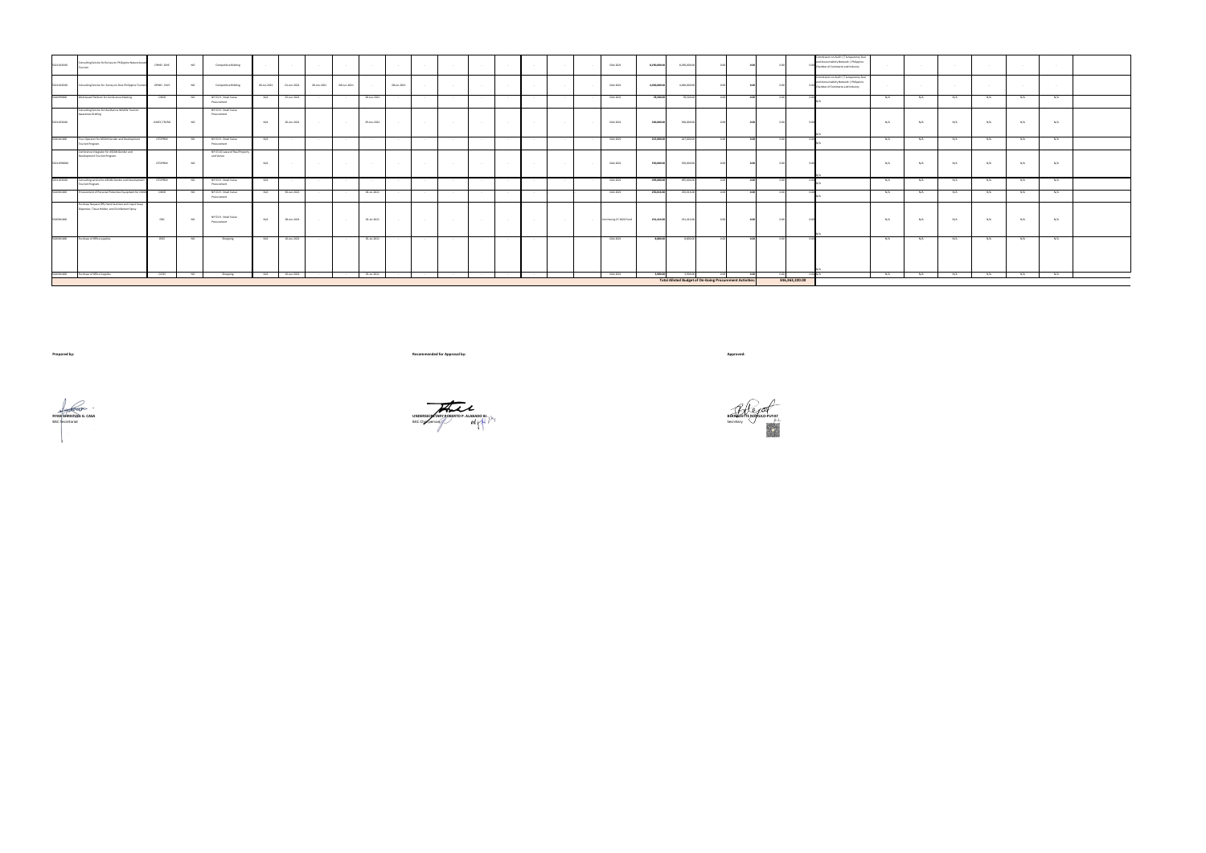| | | | | | | | | | | | | | | | | | | | | | | | | | | | | | | | | | |
|---|---|---|---|---|---|---|---|---|---|---|---|---|---|---|---|---|---|---|---|---|---|---|---|---|---|---|---|---|---|---|---|---|---|
| 2021-070100 | Consulting Service for Survey on Philippine Nature-Based Tourism | OPMD - DHI | NO | Competitive Bidding | - | - | - | - | - | - | - | - | - | - | - | - | GAA 2021 | 8,290,000.00 | 8,290,000.00 | 0.00 | 0.00 | 0.00 | 0.00 | Commission on Audit \| Transparency and Accountability Network \| Philippine Chamber of Commerce and Industry | - | - | - | - | - | - | |
| 2021-070100 | Consulting Service for Survey on Dive Philippine Tourism | OPMD - DHI | NO | Competitive Bidding | 09-Jul-2021 | 15-Jun-2021 | 28-Jun-2021 | 08-Jun-2021 | - | 08-Jul-2021 | - | - | - | - | - | - | GAA 2021 | 6,000,000.00 | 6,000,000.00 | 0.00 | 0.00 | 0.00 | 0.00 | Commission on Audit \| Transparency and Accountability Network \| Philippine Chamber of Commerce and Industry | - | - | - | - | - | - | |
| 2021-070100 | Webcasual Platform for Conference Meeting | OSEB | NO | NP-53.9 - Small Value Procurement | N/A | 25-Jun-2021 | - | - | 28-Jun-2021 | - | - | - | - | - | - | - | GAA 2021 | 28,500.00 | 28,500.00 | 0.00 | 0.00 | 0.00 | 0.00 | N/A | N/A | N/A | N/A | N/A | N/A | N/A | |
| 2021-070100 | Consulting Service for the Bacolod Wildlife Tourism Awareness Briefing | OAEDC-TRCRG | NO | NP-53.9 - Small Value Procurement | N/A | 30-Jun-2021 | - | - | 29-Jun-2021 | - | - | - | - | - | - | - | GAA 2021 | 300,000.00 | 300,000.00 | 0.00 | 0.00 | 0.00 | 0.00 | N/A | N/A | N/A | N/A | N/A | N/A | N/A | |
| 2021-06-1000 | Tour Operator for ASEAN Gender and Development Tourism Program | OTDPRHH | NO | NP-53.9 - Small Value Procurement | N/A | | | | | - | - | - | - | - | - | - | GAA 2021 | 237,000.00 | 237,000.00 | 0.00 | 0.00 | 0.00 | 0.00 | N/A | N/A | N/A | N/A | N/A | N/A | N/A | |
| 2021-0900003 | Conference Integrator for ASEAN Gender and Development Tourism Program | OTDPRHH | NO | NP-53.10 Lease of Real Property and Venue | N/A | - | - | - | - | - | - | - | - | - | - | - | GAA 2021 | 550,000.00 | 550,000.00 | 0.00 | 0.00 | 0.00 | 0.00 | N/A | N/A | N/A | N/A | N/A | N/A | N/A | |
| 2021-070100 | Consulting service for ASEAN Gender and Development Tourism Program | OTDPRHH | NO | NP-53.9 - Small Value Procurement | N/A | | | | | - | - | - | - | - | - | - | GAA 2021 | 395,000.00 | 395,000.00 | 0.00 | 0.00 | 0.00 | 0.00 | N/A | N/A | N/A | N/A | N/A | N/A | N/A | |
| 2021-06-1000 | Procurement of Personal Protective Equipment for OSEB | OSEB | NO | NP-53.9 - Small Value Procurement | N/A | 30-Jun-2021 | - | - | 20-Jul-2021 | - | - | - | - | - | - | - | GAA 2021 | 190,818.00 | 190,818.00 | 0.00 | 0.00 | 0.00 | 0.00 | N/A | N/A | N/A | N/A | N/A | N/A | N/A | |
| 2021-06-1000 | Purchase Request (PR) Hand Sanitizer and Liquid Soap Dispenser, Tissue Holder, and Disinfectant Spray | OED | NO | NP-53.9 - Small Value Procurement | N/A | 28-Jun-2021 | - | - | 20-Jul-2021 | - | - | - | - | - | - | - | Continuing CY 2020 Fund | 231,163.00 | 231,163.00 | 0.00 | 0.00 | 0.00 | 0.00 | N/A | N/A | N/A | N/A | N/A | N/A | N/A | |
| 2021-06-1000 | Purchase of Office supplies | OFEC | NO | Shopping | N/A | 30-Jun-2021 | - | - | 20-Jul-2021 | - | - | - | - | - | - | - | GAA 2021 | 8,000.00 | 8,000.00 | 0.00 | 0.00 | 0.00 | 0.00 | N/A | N/A | N/A | N/A | N/A | N/A | N/A | |
| 2021-06-1000 | Purchase of Office Supplies | OLRS | NO | Shopping | N/A | 30-Jun-2021 | - | - | 20-Jul-2021 | - | - | - | - | - | - | - | GAA 2021 | 3,900.00 | 3,900.00 | 0.00 | 0.00 | 0.00 | 0.00 | N/A | N/A | N/A | N/A | N/A | N/A | N/A | |
| | | | | | | | | | | | | | | | | | | | | | Total Alloted Budget of On-Going Procurement Activities | | 346,260,320.00 | | | | | | | | | |

**Prepared by:**

RYAN ANDRIAN G. CASA
BAC Secretariat

**Recommended for Approval by:**

UNDERSECRETARY ROBERTO P. ALABADO III
BAC Chairperson

**Approved:**

BERNADETTE ROMULO-PUYAT
Secretary